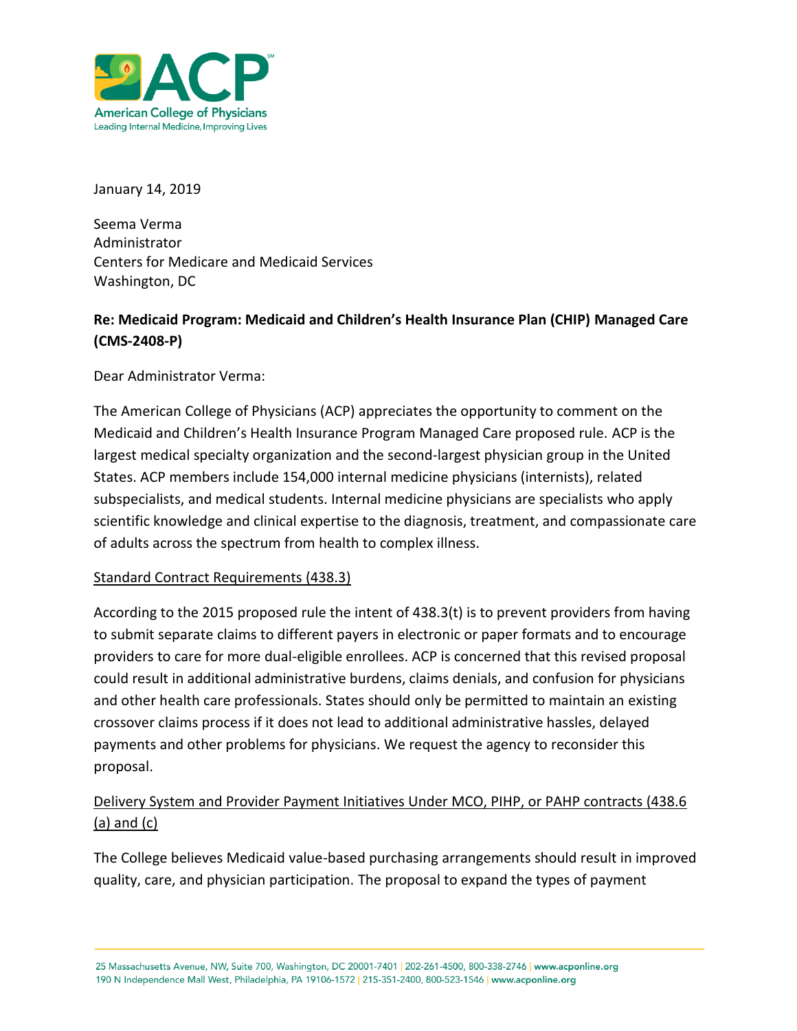**ACP**
American College of Physicians
Leading Internal Medicine, Improving Lives

January 14, 2019

Seema Verma
Administrator
Centers for Medicare and Medicaid Services
Washington, DC

**Re: Medicaid Program: Medicaid and Children's Health Insurance Plan (CHIP) Managed Care (CMS-2408-P)**

Dear Administrator Verma:

The American College of Physicians (ACP) appreciates the opportunity to comment on the Medicaid and Children's Health Insurance Program Managed Care proposed rule. ACP is the largest medical specialty organization and the second-largest physician group in the United States. ACP members include 154,000 internal medicine physicians (internists), related subspecialists, and medical students. Internal medicine physicians are specialists who apply scientific knowledge and clinical expertise to the diagnosis, treatment, and compassionate care of adults across the spectrum from health to complex illness.

Standard Contract Requirements (438.3)

According to the 2015 proposed rule the intent of 438.3(t) is to prevent providers from having to submit separate claims to different payers in electronic or paper formats and to encourage providers to care for more dual-eligible enrollees. ACP is concerned that this revised proposal could result in additional administrative burdens, claims denials, and confusion for physicians and other health care professionals. States should only be permitted to maintain an existing crossover claims process if it does not lead to additional administrative hassles, delayed payments and other problems for physicians. We request the agency to reconsider this proposal.

Delivery System and Provider Payment Initiatives Under MCO, PIHP, or PAHP contracts (438.6 (a) and (c)

The College believes Medicaid value-based purchasing arrangements should result in improved quality, care, and physician participation. The proposal to expand the types of payment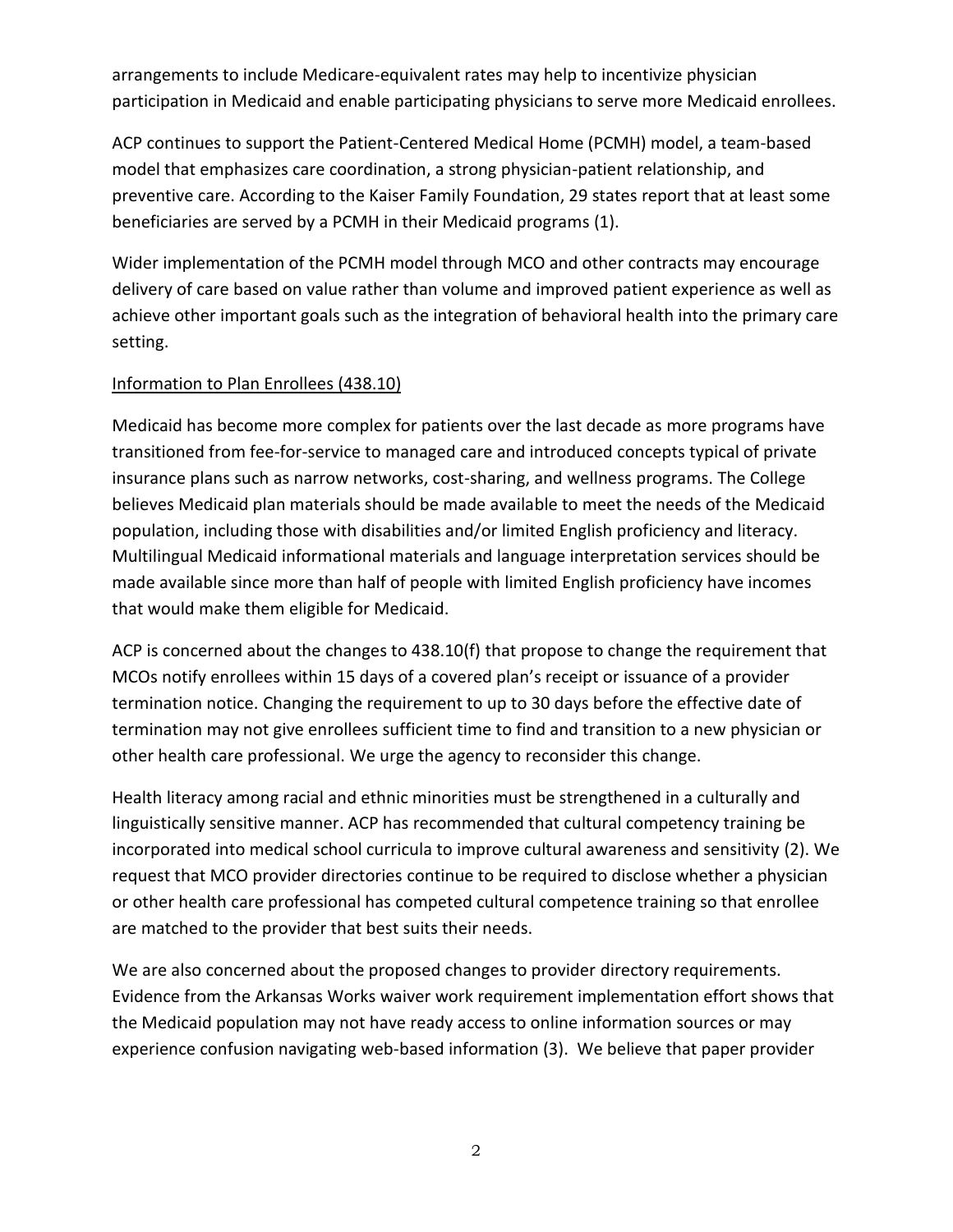arrangements to include Medicare-equivalent rates may help to incentivize physician participation in Medicaid and enable participating physicians to serve more Medicaid enrollees.

ACP continues to support the Patient-Centered Medical Home (PCMH) model, a team-based model that emphasizes care coordination, a strong physician-patient relationship, and preventive care. According to the Kaiser Family Foundation, 29 states report that at least some beneficiaries are served by a PCMH in their Medicaid programs (1).

Wider implementation of the PCMH model through MCO and other contracts may encourage delivery of care based on value rather than volume and improved patient experience as well as achieve other important goals such as the integration of behavioral health into the primary care setting.

Information to Plan Enrollees (438.10)

Medicaid has become more complex for patients over the last decade as more programs have transitioned from fee-for-service to managed care and introduced concepts typical of private insurance plans such as narrow networks, cost-sharing, and wellness programs. The College believes Medicaid plan materials should be made available to meet the needs of the Medicaid population, including those with disabilities and/or limited English proficiency and literacy. Multilingual Medicaid informational materials and language interpretation services should be made available since more than half of people with limited English proficiency have incomes that would make them eligible for Medicaid.

ACP is concerned about the changes to 438.10(f) that propose to change the requirement that MCOs notify enrollees within 15 days of a covered plan's receipt or issuance of a provider termination notice. Changing the requirement to up to 30 days before the effective date of termination may not give enrollees sufficient time to find and transition to a new physician or other health care professional. We urge the agency to reconsider this change.

Health literacy among racial and ethnic minorities must be strengthened in a culturally and linguistically sensitive manner. ACP has recommended that cultural competency training be incorporated into medical school curricula to improve cultural awareness and sensitivity (2). We request that MCO provider directories continue to be required to disclose whether a physician or other health care professional has competed cultural competence training so that enrollee are matched to the provider that best suits their needs.

We are also concerned about the proposed changes to provider directory requirements. Evidence from the Arkansas Works waiver work requirement implementation effort shows that the Medicaid population may not have ready access to online information sources or may experience confusion navigating web-based information (3). We believe that paper provider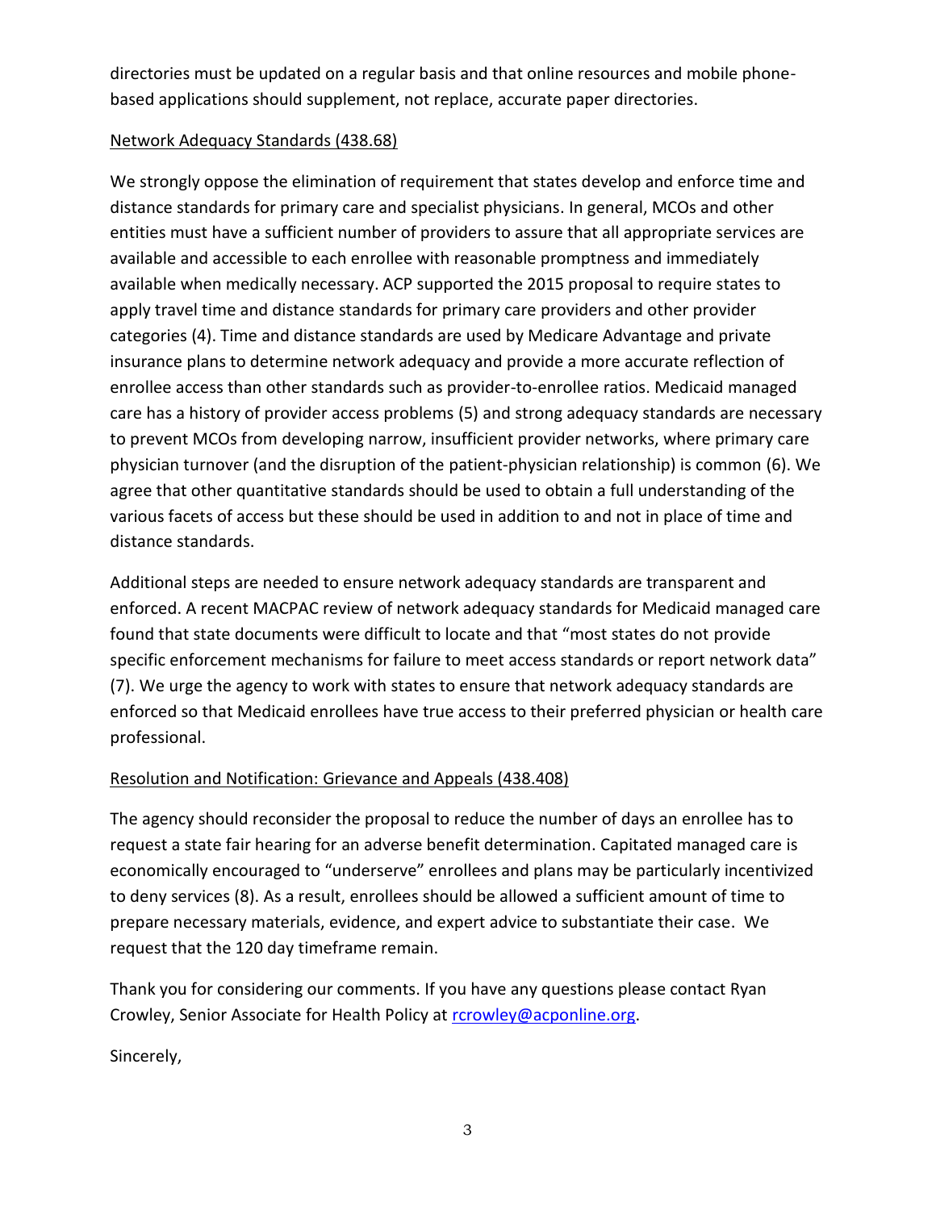directories must be updated on a regular basis and that online resources and mobile phone-based applications should supplement, not replace, accurate paper directories.

Network Adequacy Standards (438.68)

We strongly oppose the elimination of requirement that states develop and enforce time and distance standards for primary care and specialist physicians. In general, MCOs and other entities must have a sufficient number of providers to assure that all appropriate services are available and accessible to each enrollee with reasonable promptness and immediately available when medically necessary. ACP supported the 2015 proposal to require states to apply travel time and distance standards for primary care providers and other provider categories (4). Time and distance standards are used by Medicare Advantage and private insurance plans to determine network adequacy and provide a more accurate reflection of enrollee access than other standards such as provider-to-enrollee ratios. Medicaid managed care has a history of provider access problems (5) and strong adequacy standards are necessary to prevent MCOs from developing narrow, insufficient provider networks, where primary care physician turnover (and the disruption of the patient-physician relationship) is common (6). We agree that other quantitative standards should be used to obtain a full understanding of the various facets of access but these should be used in addition to and not in place of time and distance standards.

Additional steps are needed to ensure network adequacy standards are transparent and enforced. A recent MACPAC review of network adequacy standards for Medicaid managed care found that state documents were difficult to locate and that "most states do not provide specific enforcement mechanisms for failure to meet access standards or report network data" (7). We urge the agency to work with states to ensure that network adequacy standards are enforced so that Medicaid enrollees have true access to their preferred physician or health care professional.

Resolution and Notification: Grievance and Appeals (438.408)

The agency should reconsider the proposal to reduce the number of days an enrollee has to request a state fair hearing for an adverse benefit determination. Capitated managed care is economically encouraged to "underserve" enrollees and plans may be particularly incentivized to deny services (8). As a result, enrollees should be allowed a sufficient amount of time to prepare necessary materials, evidence, and expert advice to substantiate their case. We request that the 120 day timeframe remain.

Thank you for considering our comments. If you have any questions please contact Ryan Crowley, Senior Associate for Health Policy at rcrowley@acponline.org.

Sincerely,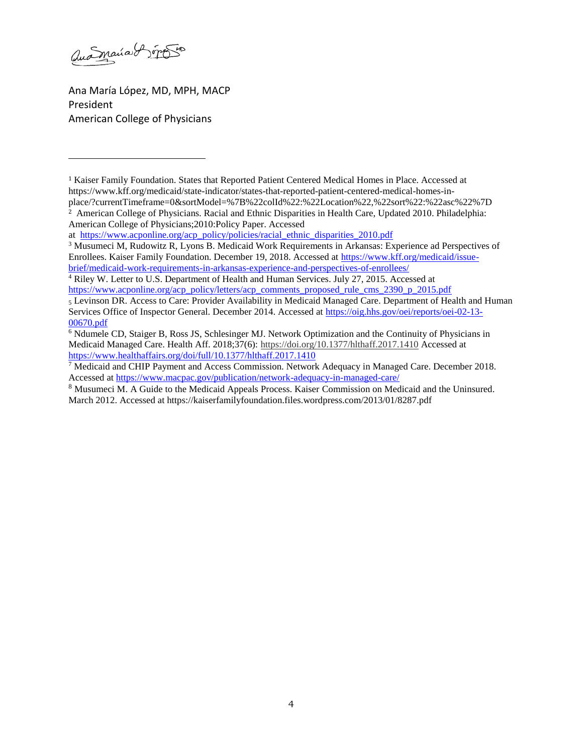Ana María López, MD, MPH, MACP
President
American College of Physicians

---

[1] Kaiser Family Foundation. States that Reported Patient Centered Medical Homes in Place. Accessed at https://www.kff.org/medicaid/state-indicator/states-that-reported-patient-centered-medical-homes-in-place/?currentTimeframe=0&sortModel=%7B%22colId%22:%22Location%22,%22sort%22:%22asc%22%7D

[2] American College of Physicians. Racial and Ethnic Disparities in Health Care, Updated 2010. Philadelphia: American College of Physicians;2010:Policy Paper. Accessed at https://www.acponline.org/acp_policy/policies/racial_ethnic_disparities_2010.pdf

[3] Musumeci M, Rudowitz R, Lyons B. Medicaid Work Requirements in Arkansas: Experience ad Perspectives of Enrollees. Kaiser Family Foundation. December 19, 2018. Accessed at https://www.kff.org/medicaid/issue-brief/medicaid-work-requirements-in-arkansas-experience-and-perspectives-of-enrollees/

[4] Riley W. Letter to U.S. Department of Health and Human Services. July 27, 2015. Accessed at https://www.acponline.org/acp_policy/letters/acp_comments_proposed_rule_cms_2390_p_2015.pdf

[5] Levinson DR. Access to Care: Provider Availability in Medicaid Managed Care. Department of Health and Human Services Office of Inspector General. December 2014. Accessed at https://oig.hhs.gov/oei/reports/oei-02-13-00670.pdf

[6] Ndumele CD, Staiger B, Ross JS, Schlesinger MJ. Network Optimization and the Continuity of Physicians in Medicaid Managed Care. Health Aff. 2018;37(6): https://doi.org/10.1377/hlthaff.2017.1410 Accessed at https://www.healthaffairs.org/doi/full/10.1377/hlthaff.2017.1410

[7] Medicaid and CHIP Payment and Access Commission. Network Adequacy in Managed Care. December 2018. Accessed at https://www.macpac.gov/publication/network-adequacy-in-managed-care/

[8] Musumeci M. A Guide to the Medicaid Appeals Process. Kaiser Commission on Medicaid and the Uninsured. March 2012. Accessed at https://kaiserfamilyfoundation.files.wordpress.com/2013/01/8287.pdf